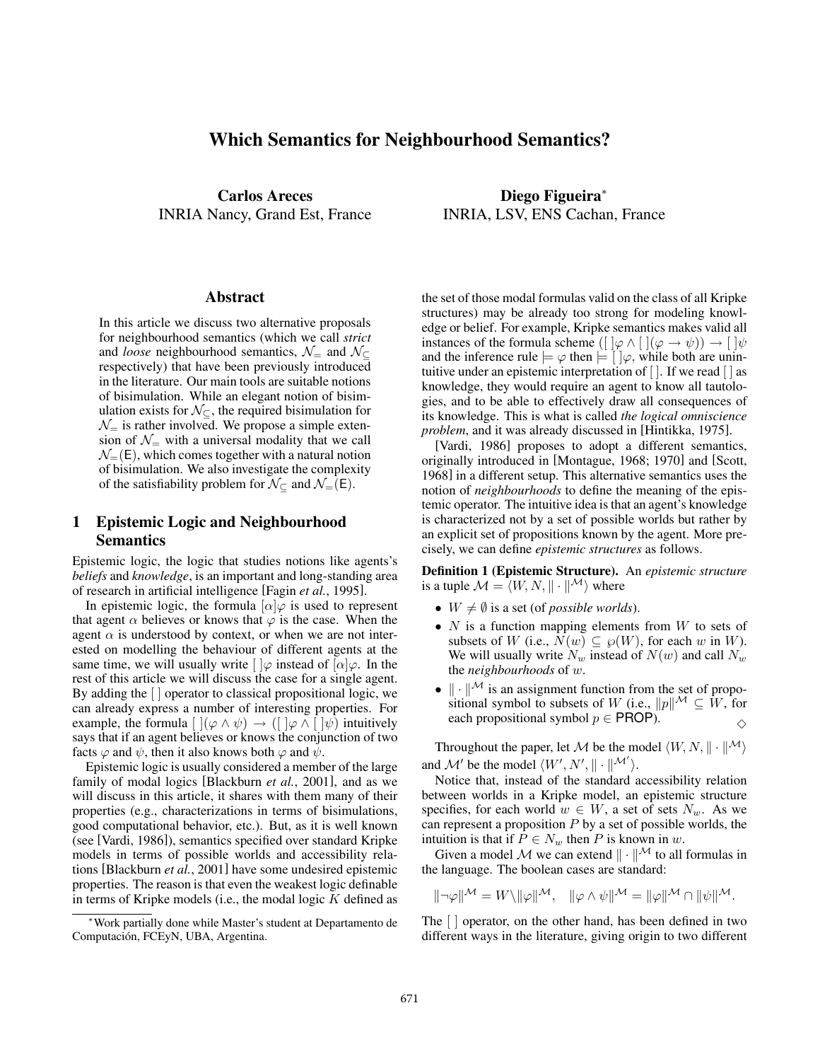# Which Semantics for Neighbourhood Semantics?

**Carlos Areces**
INRIA Nancy, Grand Est, France

**Diego Figueira**[*]
INRIA, LSV, ENS Cachan, France

## Abstract

In this article we discuss two alternative proposals for neighbourhood semantics (which we call *strict* and *loose* neighbourhood semantics, $\mathcal{N}_=$ and $\mathcal{N}_\subseteq$ respectively) that have been previously introduced in the literature. Our main tools are suitable notions of bisimulation. While an elegant notion of bisimulation exists for $\mathcal{N}_\subseteq$, the required bisimulation for $\mathcal{N}_=$ is rather involved. We propose a simple extension of $\mathcal{N}_=$ with a universal modality that we call $\mathcal{N}_=(\mathsf{E})$, which comes together with a natural notion of bisimulation. We also investigate the complexity of the satisfiability problem for $\mathcal{N}_\subseteq$ and $\mathcal{N}_=(\mathsf{E})$.

## 1 Epistemic Logic and Neighbourhood Semantics

Epistemic logic, the logic that studies notions like agents's *beliefs* and *knowledge*, is an important and long-standing area of research in artificial intelligence [Fagin *et al.*, 1995].

In epistemic logic, the formula $[\alpha]\varphi$ is used to represent that agent $\alpha$ believes or knows that $\varphi$ is the case. When the agent $\alpha$ is understood by context, or when we are not interested on modelling the behaviour of different agents at the same time, we will usually write $[\,]\varphi$ instead of $[\alpha]\varphi$. In the rest of this article we will discuss the case for a single agent. By adding the $[\,]$ operator to classical propositional logic, we can already express a number of interesting properties. For example, the formula $[\,](\varphi \wedge \psi) \rightarrow ([\,]\varphi \wedge [\,]\psi)$ intuitively says that if an agent believes or knows the conjunction of two facts $\varphi$ and $\psi$, then it also knows both $\varphi$ and $\psi$.

Epistemic logic is usually considered a member of the large family of modal logics [Blackburn *et al.*, 2001], and as we will discuss in this article, it shares with them many of their properties (e.g., characterizations in terms of bisimulations, good computational behavior, etc.). But, as it is well known (see [Vardi, 1986]), semantics specified over standard Kripke models in terms of possible worlds and accessibility relations [Blackburn *et al.*, 2001] have some undesired epistemic properties. The reason is that even the weakest logic definable in terms of Kripke models (i.e., the modal logic $K$ defined as the set of those modal formulas valid on the class of all Kripke structures) may be already too strong for modeling knowledge or belief. For example, Kripke semantics makes valid all instances of the formula scheme $([\,]\varphi \wedge [\,](\varphi \rightarrow \psi)) \rightarrow [\,]\psi$ and the inference rule $\models \varphi$ then $\models [\,]\varphi$, while both are unintuitive under an epistemic interpretation of $[\,]$. If we read $[\,]$ as knowledge, they would require an agent to know all tautologies, and to be able to effectively draw all consequences of its knowledge. This is what is called *the logical omniscience problem*, and it was already discussed in [Hintikka, 1975].

[Vardi, 1986] proposes to adopt a different semantics, originally introduced in [Montague, 1968; 1970] and [Scott, 1968] in a different setup. This alternative semantics uses the notion of *neighbourhoods* to define the meaning of the epistemic operator. The intuitive idea is that an agent's knowledge is characterized not by a set of possible worlds but rather by an explicit set of propositions known by the agent. More precisely, we can define *epistemic structures* as follows.

**Definition 1 (Epistemic Structure).** An *epistemic structure* is a tuple $\mathcal{M} = \langle W, N, \|\cdot\|^{\mathcal{M}}\rangle$ where

- $W \neq \emptyset$ is a set (of *possible worlds*).
- $N$ is a function mapping elements from $W$ to sets of subsets of $W$ (i.e., $N(w) \subseteq \wp(W)$, for each $w$ in $W$). We will usually write $N_w$ instead of $N(w)$ and call $N_w$ the *neighbourhoods* of $w$.
- $\|\cdot\|^{\mathcal{M}}$ is an assignment function from the set of propositional symbol to subsets of $W$ (i.e., $\|p\|^{\mathcal{M}} \subseteq W$, for each propositional symbol $p \in \mathsf{PROP}$). $\diamond$

Throughout the paper, let $\mathcal{M}$ be the model $\langle W, N, \|\cdot\|^{\mathcal{M}}\rangle$ and $\mathcal{M}'$ be the model $\langle W', N', \|\cdot\|^{\mathcal{M}'}\rangle$.

Notice that, instead of the standard accessibility relation between worlds in a Kripke model, an epistemic structure specifies, for each world $w \in W$, a set of sets $N_w$. As we can represent a proposition $P$ by a set of possible worlds, the intuition is that if $P \in N_w$ then $P$ is known in $w$.

Given a model $\mathcal{M}$ we can extend $\|\cdot\|^{\mathcal{M}}$ to all formulas in the language. The boolean cases are standard:

$$\|\neg\varphi\|^{\mathcal{M}} = W \backslash \|\varphi\|^{\mathcal{M}}, \quad \|\varphi \wedge \psi\|^{\mathcal{M}} = \|\varphi\|^{\mathcal{M}} \cap \|\psi\|^{\mathcal{M}}.$$

The $[\,]$ operator, on the other hand, has been defined in two different ways in the literature, giving origin to two different

[*] Work partially done while Master's student at Departamento de Computación, FCEyN, UBA, Argentina.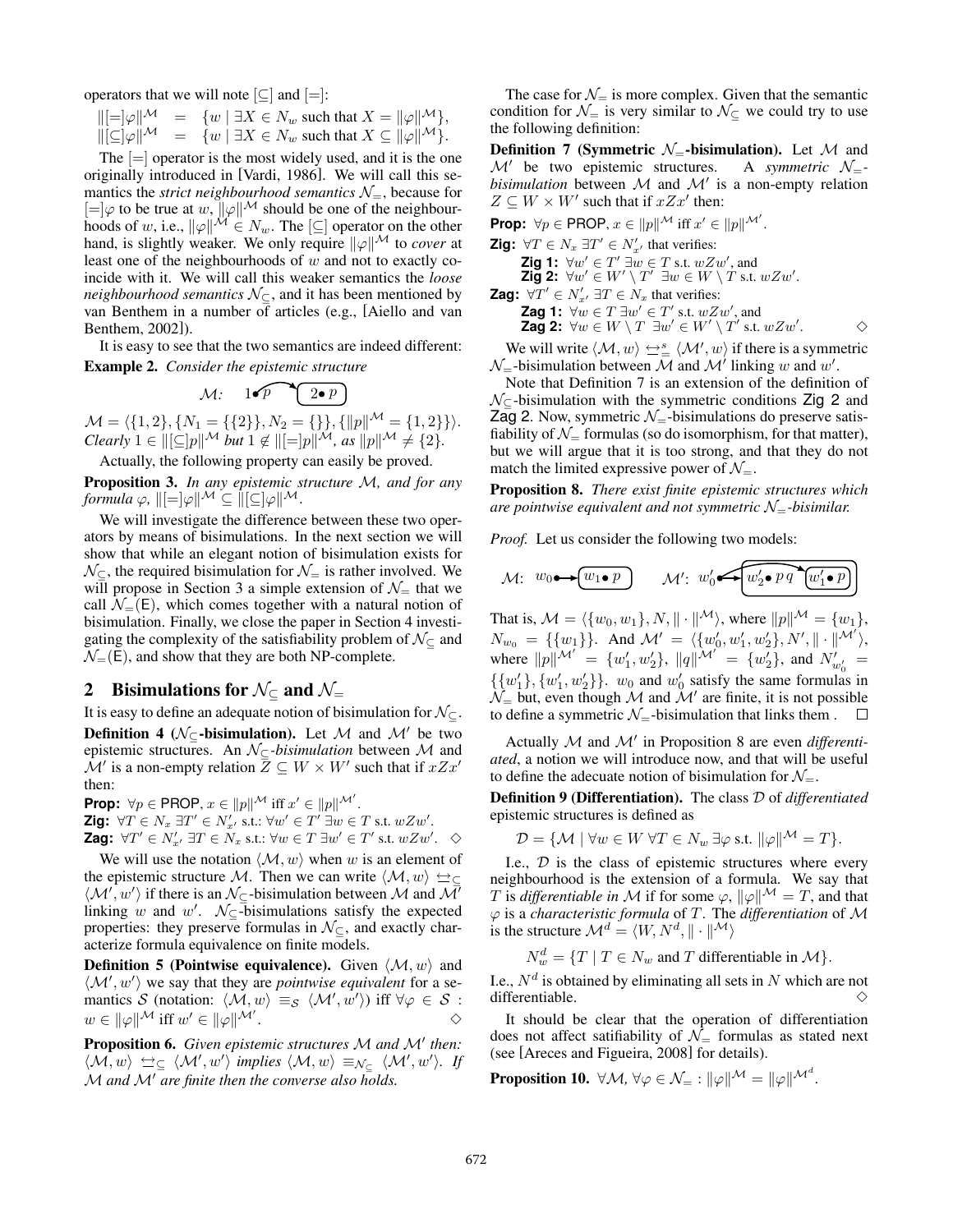operators that we will note $[\subseteq]$ and $[=]$:

$$\|[=]\varphi\|^{\mathcal{M}} = \{w \mid \exists X \in N_w \text{ such that } X = \|\varphi\|^{\mathcal{M}}\},$$
$$\|[\subseteq]\varphi\|^{\mathcal{M}} = \{w \mid \exists X \in N_w \text{ such that } X \subseteq \|\varphi\|^{\mathcal{M}}\}.$$

The $[=]$ operator is the most widely used, and it is the one originally introduced in [Vardi, 1986]. We will call this semantics the *strict neighbourhood semantics* $\mathcal{N}_=$, because for $[=]\varphi$ to be true at $w$, $\|\varphi\|^{\mathcal{M}}$ should be one of the neighbourhoods of $w$, i.e., $\|\varphi\|^{\mathcal{M}} \in N_w$. The $[\subseteq]$ operator on the other hand, is slightly weaker. We only require $\|\varphi\|^{\mathcal{M}}$ to *cover* at least one of the neighbourhoods of $w$ and not to exactly coincide with it. We will call this weaker semantics the *loose neighbourhood semantics* $\mathcal{N}_\subseteq$, and it has been mentioned by van Benthem in a number of articles (e.g., [Aiello and van Benthem, 2002]).

It is easy to see that the two semantics are indeed different:

**Example 2.** *Consider the epistemic structure*

$\mathcal{M}$: $1\bullet p \rightarrow$ ($2\bullet p$)

$\mathcal{M} = \langle\{1,2\}, \{N_1 = \{\{2\}\}, N_2 = \{\}\}, \{\|p\|^{\mathcal{M}} = \{1,2\}\}\rangle$. *Clearly* $1 \in \|[\subseteq]p\|^{\mathcal{M}}$ *but* $1 \notin \|[=]p\|^{\mathcal{M}}$*, as* $\|p\|^{\mathcal{M}} \neq \{2\}$.

Actually, the following property can easily be proved.

**Proposition 3.** *In any epistemic structure* $\mathcal{M}$*, and for any formula* $\varphi$*,* $\|[=]\varphi\|^{\mathcal{M}} \subseteq \|[\subseteq]\varphi\|^{\mathcal{M}}$.

We will investigate the difference between these two operators by means of bisimulations. In the next section we will show that while an elegant notion of bisimulation exists for $\mathcal{N}_\subseteq$, the required bisimulation for $\mathcal{N}_=$ is rather involved. We will propose in Section 3 a simple extension of $\mathcal{N}_=$ that we call $\mathcal{N}_=(\mathsf{E})$, which comes together with a natural notion of bisimulation. Finally, we close the paper in Section 4 investigating the complexity of the satisfiability problem of $\mathcal{N}_\subseteq$ and $\mathcal{N}_=(\mathsf{E})$, and show that they are both NP-complete.

## 2 Bisimulations for $\mathcal{N}_\subseteq$ and $\mathcal{N}_=$

It is easy to define an adequate notion of bisimulation for $\mathcal{N}_\subseteq$.

**Definition 4 ($\mathcal{N}_\subseteq$-bisimulation).** Let $\mathcal{M}$ and $\mathcal{M}'$ be two epistemic structures. An $\mathcal{N}_\subseteq$*-bisimulation* between $\mathcal{M}$ and $\mathcal{M}'$ is a non-empty relation $Z \subseteq W \times W'$ such that if $xZx'$ then:

**Prop:** $\forall p \in \mathsf{PROP}$, $x \in \|p\|^{\mathcal{M}}$ iff $x' \in \|p\|^{\mathcal{M}'}$.
**Zig:** $\forall T \in N_x\ \exists T' \in N'_{x'}$ s.t.: $\forall w' \in T'\ \exists w \in T$ s.t. $wZw'$.
**Zag:** $\forall T' \in N'_{x'}\ \exists T \in N_x$ s.t.: $\forall w \in T\ \exists w' \in T'$ s.t. $wZw'$. $\diamond$

We will use the notation $\langle\mathcal{M}, w\rangle$ when $w$ is an element of the epistemic structure $\mathcal{M}$. Then we can write $\langle\mathcal{M}, w\rangle \leftrightarrows_\subseteq \langle\mathcal{M}', w'\rangle$ if there is an $\mathcal{N}_\subseteq$-bisimulation between $\mathcal{M}$ and $\mathcal{M}'$ linking $w$ and $w'$. $\mathcal{N}_\subseteq$-bisimulations satisfy the expected properties: they preserve formulas in $\mathcal{N}_\subseteq$, and exactly characterize formula equivalence on finite models.

**Definition 5 (Pointwise equivalence).** Given $\langle\mathcal{M}, w\rangle$ and $\langle\mathcal{M}', w'\rangle$ we say that they are *pointwise equivalent* for a semantics $\mathcal{S}$ (notation: $\langle\mathcal{M}, w\rangle \equiv_\mathcal{S} \langle\mathcal{M}', w'\rangle$) iff $\forall\varphi \in \mathcal{S}$ : $w \in \|\varphi\|^{\mathcal{M}}$ iff $w' \in \|\varphi\|^{\mathcal{M}'}$. $\diamond$

**Proposition 6.** *Given epistemic structures* $\mathcal{M}$ *and* $\mathcal{M}'$ *then:* $\langle\mathcal{M}, w\rangle \leftrightarrows_\subseteq \langle\mathcal{M}', w'\rangle$ *implies* $\langle\mathcal{M}, w\rangle \equiv_{\mathcal{N}_\subseteq} \langle\mathcal{M}', w'\rangle$*. If* $\mathcal{M}$ *and* $\mathcal{M}'$ *are finite then the converse also holds.*

The case for $\mathcal{N}_=$ is more complex. Given that the semantic condition for $\mathcal{N}_=$ is very similar to $\mathcal{N}_\subseteq$ we could try to use the following definition:

**Definition 7 (Symmetric $\mathcal{N}_=$-bisimulation).** Let $\mathcal{M}$ and $\mathcal{M}'$ be two epistemic structures. A *symmetric* $\mathcal{N}_=$*-bisimulation* between $\mathcal{M}$ and $\mathcal{M}'$ is a non-empty relation $Z \subseteq W \times W'$ such that if $xZx'$ then:

**Prop:** $\forall p \in \mathsf{PROP}$, $x \in \|p\|^{\mathcal{M}}$ iff $x' \in \|p\|^{\mathcal{M}'}$.
**Zig:** $\forall T \in N_x\ \exists T' \in N'_{x'}$ that verifies:
  **Zig 1:** $\forall w' \in T'\ \exists w \in T$ s.t. $wZw'$, and
  **Zig 2:** $\forall w' \in W' \setminus T'\ \exists w \in W \setminus T$ s.t. $wZw'$.
**Zag:** $\forall T' \in N'_{x'}\ \exists T \in N_x$ that verifies:
  **Zag 1:** $\forall w \in T\ \exists w' \in T'$ s.t. $wZw'$, and
  **Zag 2:** $\forall w \in W \setminus T\ \exists w' \in W' \setminus T'$ s.t. $wZw'$. $\diamond$

We will write $\langle\mathcal{M}, w\rangle \leftrightarrows^s_= \langle\mathcal{M}', w\rangle$ if there is a symmetric $\mathcal{N}_=$-bisimulation between $\mathcal{M}$ and $\mathcal{M}'$ linking $w$ and $w'$.

Note that Definition 7 is an extension of the definition of $\mathcal{N}_\subseteq$-bisimulation with the symmetric conditions Zig 2 and Zag 2. Now, symmetric $\mathcal{N}_=$-bisimulations do preserve satisfiability of $\mathcal{N}_=$ formulas (so do isomorphism, for that matter), but we will argue that it is too strong, and that they do not match the limited expressive power of $\mathcal{N}_=$.

**Proposition 8.** *There exist finite epistemic structures which are pointwise equivalent and not symmetric* $\mathcal{N}_=$*-bisimilar.*

*Proof.* Let us consider the following two models:

$\mathcal{M}$: $w_0\bullet \rightarrow$ ($w_1\bullet\ p$)  $\mathcal{M}'$: $w'_0\bullet \rightarrow$ (($w'_2\bullet\ p\,q$) ($w'_1\bullet\ p$))

That is, $\mathcal{M} = \langle\{w_0, w_1\}, N, \|\cdot\|^{\mathcal{M}}\rangle$, where $\|p\|^{\mathcal{M}} = \{w_1\}$, $N_{w_0} = \{\{w_1\}\}$. And $\mathcal{M}' = \langle\{w'_0, w'_1, w'_2\}, N', \|\cdot\|^{\mathcal{M}'}\rangle$, where $\|p\|^{\mathcal{M}'} = \{w'_1, w'_2\}$, $\|q\|^{\mathcal{M}'} = \{w'_2\}$, and $N'_{w'_0} = \{\{w'_1\}, \{w'_1, w'_2\}\}$. $w_0$ and $w'_0$ satisfy the same formulas in $\mathcal{N}_=$ but, even though $\mathcal{M}$ and $\mathcal{M}'$ are finite, it is not possible to define a symmetric $\mathcal{N}_=$-bisimulation that links them . $\square$

Actually $\mathcal{M}$ and $\mathcal{M}'$ in Proposition 8 are even *differentiated*, a notion we will introduce now, and that will be useful to define the adecuate notion of bisimulation for $\mathcal{N}_=$.

**Definition 9 (Differentiation).** The class $\mathcal{D}$ of *differentiated* epistemic structures is defined as

$$\mathcal{D} = \{\mathcal{M} \mid \forall w \in W\ \forall T \in N_w\ \exists\varphi \text{ s.t. } \|\varphi\|^{\mathcal{M}} = T\}.$$

I.e., $\mathcal{D}$ is the class of epistemic structures where every neighbourhood is the extension of a formula. We say that $T$ is *differentiable in* $\mathcal{M}$ if for some $\varphi$, $\|\varphi\|^{\mathcal{M}} = T$, and that $\varphi$ is a *characteristic formula* of $T$. The *differentiation* of $\mathcal{M}$ is the structure $\mathcal{M}^d = \langle W, N^d, \|\cdot\|^{\mathcal{M}}\rangle$

$$N^d_w = \{T \mid T \in N_w \text{ and } T \text{ differentiable in } \mathcal{M}\}.$$

I.e., $N^d$ is obtained by eliminating all sets in $N$ which are not differentiable. $\diamond$

It should be clear that the operation of differentiation does not affect satifiability of $\mathcal{N}_=$ formulas as stated next (see [Areces and Figueira, 2008] for details).

**Proposition 10.** $\forall\mathcal{M}, \forall\varphi \in \mathcal{N}_= : \|\varphi\|^{\mathcal{M}} = \|\varphi\|^{\mathcal{M}^d}$.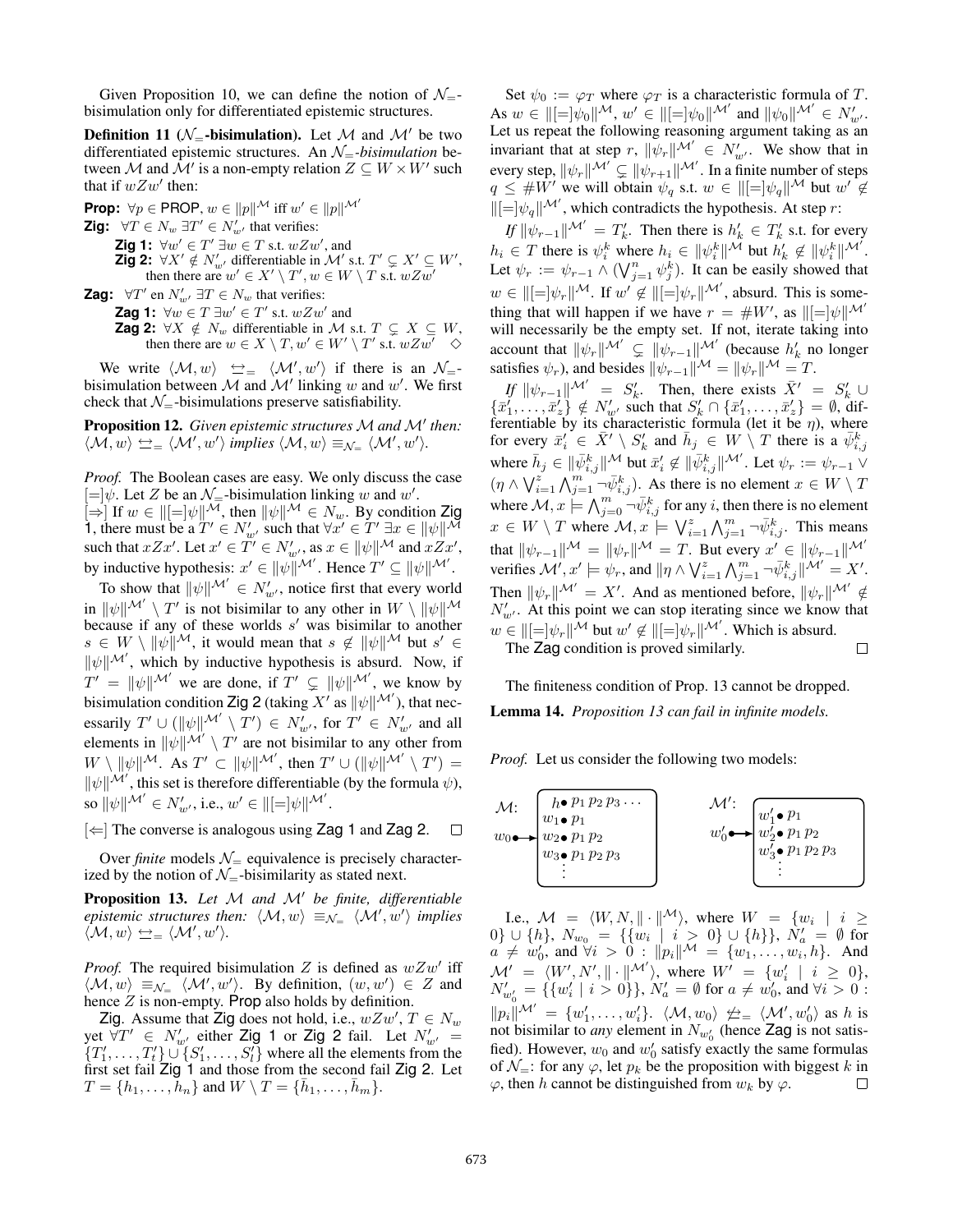Given Proposition 10, we can define the notion of $\mathcal{N}_=$-bisimulation only for differentiated epistemic structures.

**Definition 11 ($\mathcal{N}_=$-bisimulation).** Let $\mathcal{M}$ and $\mathcal{M}'$ be two differentiated epistemic structures. An $\mathcal{N}_=$-*bisimulation* between $\mathcal{M}$ and $\mathcal{M}'$ is a non-empty relation $Z \subseteq W \times W'$ such that if $wZw'$ then:

**Prop:** $\forall p \in \mathsf{PROP}$, $w \in \|p\|^{\mathcal{M}}$ iff $w' \in \|p\|^{\mathcal{M}'}$

**Zig:** $\forall T \in N_w\ \exists T' \in N'_{w'}$ that verifies:

- **Zig 1:** $\forall w' \in T'\ \exists w \in T$ s.t. $wZw'$, and
- **Zig 2:** $\forall X' \notin N'_{w'}$ differentiable in $\mathcal{M}'$ s.t. $T' \subsetneq X' \subseteq W'$, then there are $w' \in X' \setminus T', w \in W \setminus T$ s.t. $wZw'$

**Zag:** $\forall T'$ en $N'_{w'}\ \exists T \in N_w$ that verifies:

- **Zag 1:** $\forall w \in T\ \exists w' \in T'$ s.t. $wZw'$ and
- **Zag 2:** $\forall X \notin N_w$ differentiable in $\mathcal{M}$ s.t. $T \subsetneq X \subseteq W$, then there are $w \in X \setminus T, w' \in W' \setminus T'$ s.t. $wZw'$ $\quad\diamond$

We write $\langle \mathcal{M}, w\rangle \ \underline{\leftrightarrow}_= \ \langle \mathcal{M}', w'\rangle$ if there is an $\mathcal{N}_=$-bisimulation between $\mathcal{M}$ and $\mathcal{M}'$ linking $w$ and $w'$. We first check that $\mathcal{N}_=$-bisimulations preserve satisfiability.

**Proposition 12.** *Given epistemic structures $\mathcal{M}$ and $\mathcal{M}'$ then: $\langle \mathcal{M}, w\rangle \ \underline{\leftrightarrow}_= \ \langle \mathcal{M}', w'\rangle$ implies $\langle \mathcal{M}, w\rangle \equiv_{\mathcal{N}_=} \langle \mathcal{M}', w'\rangle$.*

*Proof.* The Boolean cases are easy. We only discuss the case $[=]\psi$. Let $Z$ be an $\mathcal{N}_=$-bisimulation linking $w$ and $w'$.

$[\Rightarrow]$ If $w \in \|[=]\psi\|^{\mathcal{M}}$, then $\|\psi\|^{\mathcal{M}} \in N_w$. By condition Zig 1, there must be a $T' \in N'_{w'}$ such that $\forall x' \in T'\ \exists x \in \|\psi\|^{\mathcal{M}}$ such that $xZx'$. Let $x' \in T' \in N'_{w'}$, as $x \in \|\psi\|^{\mathcal{M}}$ and $xZx'$, by inductive hypothesis: $x' \in \|\psi\|^{\mathcal{M}'}$. Hence $T' \subseteq \|\psi\|^{\mathcal{M}'}$.

To show that $\|\psi\|^{\mathcal{M}'} \in N'_{w'}$, notice first that every world in $\|\psi\|^{\mathcal{M}'} \setminus T'$ is not bisimilar to any other in $W \setminus \|\psi\|^{\mathcal{M}}$ because if any of these worlds $s'$ was bisimilar to another $s \in W \setminus \|\psi\|^{\mathcal{M}}$, it would mean that $s \notin \|\psi\|^{\mathcal{M}}$ but $s' \in \|\psi\|^{\mathcal{M}'}$, which by inductive hypothesis is absurd. Now, if $T' = \|\psi\|^{\mathcal{M}'}$ we are done, if $T' \subsetneq \|\psi\|^{\mathcal{M}'}$, we know by bisimulation condition Zig 2 (taking $X'$ as $\|\psi\|^{\mathcal{M}'}$), that necessarily $T' \cup (\|\psi\|^{\mathcal{M}'} \setminus T') \in N'_{w'}$, for $T' \in N'_{w'}$ and all elements in $\|\psi\|^{\mathcal{M}'} \setminus T'$ are not bisimilar to any other from $W \setminus \|\psi\|^{\mathcal{M}}$. As $T' \subset \|\psi\|^{\mathcal{M}'}$, then $T' \cup (\|\psi\|^{\mathcal{M}'} \setminus T') = \|\psi\|^{\mathcal{M}'}$, this set is therefore differentiable (by the formula $\psi$), so $\|\psi\|^{\mathcal{M}'} \in N'_{w'}$, i.e., $w' \in \|[=]\psi\|^{\mathcal{M}'}$.

$[\Leftarrow]$ The converse is analogous using Zag 1 and Zag 2. $\square$

Over *finite* models $\mathcal{N}_=$ equivalence is precisely characterized by the notion of $\mathcal{N}_=$-bisimilarity as stated next.

**Proposition 13.** *Let $\mathcal{M}$ and $\mathcal{M}'$ be finite, differentiable epistemic structures then: $\langle \mathcal{M}, w\rangle \equiv_{\mathcal{N}_=} \langle \mathcal{M}', w'\rangle$ implies $\langle \mathcal{M}, w\rangle \ \underline{\leftrightarrow}_= \ \langle \mathcal{M}', w'\rangle$.*

*Proof.* The required bisimulation $Z$ is defined as $wZw'$ iff $\langle \mathcal{M}, w\rangle \equiv_{\mathcal{N}_=} \langle \mathcal{M}', w'\rangle$. By definition, $(w, w') \in Z$ and hence $Z$ is non-empty. Prop also holds by definition.

Zig. Assume that Zig does not hold, i.e., $wZw'$, $T \in N_w$ yet $\forall T' \in N'_{w'}$ either Zig 1 or Zig 2 fail. Let $N'_{w'} = \{T'_1, \ldots, T'_t\} \cup \{S'_1, \ldots, S'_l\}$ where all the elements from the first set fail Zig 1 and those from the second fail Zig 2. Let $T = \{h_1, \ldots, h_n\}$ and $W \setminus T = \{\bar{h}_1, \ldots, \bar{h}_m\}$.

Set $\psi_0 := \varphi_T$ where $\varphi_T$ is a characteristic formula of $T$. As $w \in \|[=]\psi_0\|^{\mathcal{M}}$, $w' \in \|[=]\psi_0\|^{\mathcal{M}'}$ and $\|\psi_0\|^{\mathcal{M}'} \in N'_{w'}$. Let us repeat the following reasoning argument taking as an invariant that at step $r$, $\|\psi_r\|^{\mathcal{M}'} \in N'_{w'}$. We show that in every step, $\|\psi_r\|^{\mathcal{M}'} \subsetneq \|\psi_{r+1}\|^{\mathcal{M}'}$. In a finite number of steps $q \leq \#W'$ we will obtain $\psi_q$ s.t. $w \in \|[=]\psi_q\|^{\mathcal{M}}$ but $w' \notin \|[=]\psi_q\|^{\mathcal{M}'}$, which contradicts the hypothesis. At step $r$:

*If* $\|\psi_{r-1}\|^{\mathcal{M}'} = T'_k$. Then there is $h'_k \in T'_k$ s.t. for every $h_i \in T$ there is $\psi_i^k$ where $h_i \in \|\psi_i^k\|^{\mathcal{M}}$ but $h'_k \notin \|\psi_i^k\|^{\mathcal{M}'}$. Let $\psi_r := \psi_{r-1} \wedge (\bigvee_{j=1}^{n} \psi_j^k)$. It can be easily showed that $w \in \|[=]\psi_r\|^{\mathcal{M}}$. If $w' \notin \|[=]\psi_r\|^{\mathcal{M}'}$, absurd. This is something that will happen if we have $r = \#W'$, as $\|[=]\psi\|^{\mathcal{M}'}$ will necessarily be the empty set. If not, iterate taking into account that $\|\psi_r\|^{\mathcal{M}'} \subsetneq \|\psi_{r-1}\|^{\mathcal{M}'}$ (because $h'_k$ no longer satisfies $\psi_r$), and besides $\|\psi_{r-1}\|^{\mathcal{M}} = \|\psi_r\|^{\mathcal{M}} = T$.

*If* $\|\psi_{r-1}\|^{\mathcal{M}'} = S'_k$. Then, there exists $\bar{X}' = S'_k \cup \{\bar{x}'_1, \ldots, \bar{x}'_z\} \notin N'_{w'}$ such that $S'_k \cap \{\bar{x}'_1, \ldots, \bar{x}'_z\} = \emptyset$, differentiable by its characteristic formula (let it be $\eta$), where for every $\bar{x}'_i \in \bar{X}' \setminus S'_k$ and $\bar{h}_j \in W \setminus T$ there is a $\bar{\psi}_{i,j}^k$ where $\bar{h}_j \in \|\bar{\psi}_{i,j}^k\|^{\mathcal{M}}$ but $\bar{x}'_i \notin \|\bar{\psi}_{i,j}^k\|^{\mathcal{M}'}$. Let $\psi_r := \psi_{r-1} \vee (\eta \wedge \bigvee_{i=1}^{z} \bigwedge_{j=1}^{m} \neg\bar{\psi}_{i,j}^k)$. As there is no element $x \in W \setminus T$ where $\mathcal{M}, x \models \bigwedge_{j=0}^{m} \neg\bar{\psi}_{i,j}^k$ for any $i$, then there is no element $x \in W \setminus T$ where $\mathcal{M}, x \models \bigvee_{i=1}^{z} \bigwedge_{j=1}^{m} \neg\bar{\psi}_{i,j}^k$. This means that $\|\psi_{r-1}\|^{\mathcal{M}} = \|\psi_r\|^{\mathcal{M}} = T$. But every $x' \in \|\psi_{r-1}\|^{\mathcal{M}'}$ verifies $\mathcal{M}', x' \models \psi_r$, and $\|\eta \wedge \bigvee_{i=1}^{z} \bigwedge_{j=1}^{m} \neg\bar{\psi}_{i,j}^k\|^{\mathcal{M}'} = X'$. Then $\|\psi_r\|^{\mathcal{M}'} = X'$. And as mentioned before, $\|\psi_r\|^{\mathcal{M}'} \notin N'_{w'}$. At this point we can stop iterating since we know that $w \in \|[=]\psi_r\|^{\mathcal{M}}$ but $w' \notin \|[=]\psi_r\|^{\mathcal{M}'}$. Which is absurd.

The Zag condition is proved similarly. $\square$

The finiteness condition of Prop. 13 cannot be dropped.

**Lemma 14.** *Proposition 13 can fail in infinite models.*

*Proof.* Let us consider the following two models:

$\mathcal{M}$: $w_0 \leftrightarrow$ [ $h \bullet p_1\, p_2\, p_3 \cdots$ ; $w_1 \bullet p_1$ ; $w_2 \bullet p_1\, p_2$ ; $w_3 \bullet p_1\, p_2\, p_3$ ; $\vdots$ ]

$\mathcal{M}'$: $w'_0 \leftrightarrow$ [ $w'_1 \bullet p_1$ ; $w'_2 \bullet p_1\, p_2$ ; $w'_3 \bullet p_1\, p_2\, p_3$ ; $\vdots$ ]

I.e., $\mathcal{M} = \langle W, N, \|\cdot\|^{\mathcal{M}}\rangle$, where $W = \{w_i \mid i \geq 0\} \cup \{h\}$, $N_{w_0} = \{\{w_i \mid i > 0\} \cup \{h\}\}$, $N'_a = \emptyset$ for $a \neq w'_0$, and $\forall i > 0 : \|p_i\|^{\mathcal{M}} = \{w_1, \ldots, w_i, h\}$. And $\mathcal{M}' = \langle W', N', \|\cdot\|^{\mathcal{M}'}\rangle$, where $W' = \{w'_i \mid i \geq 0\}$, $N'_{w'_0} = \{\{w'_i \mid i > 0\}\}$, $N'_a = \emptyset$ for $a \neq w'_0$, and $\forall i > 0 : \|p_i\|^{\mathcal{M}'} = \{w'_1, \ldots, w'_i\}$. $\langle \mathcal{M}, w_0\rangle \ \underline{\not\leftrightarrow}_= \ \langle \mathcal{M}', w'_0\rangle$ as $h$ is not bisimilar to *any* element in $N_{w'_0}$ (hence Zag is not satisfied). However, $w_0$ and $w'_0$ satisfy exactly the same formulas of $\mathcal{N}_=$: for any $\varphi$, let $p_k$ be the proposition with biggest $k$ in $\varphi$, then $h$ cannot be distinguished from $w_k$ by $\varphi$. $\square$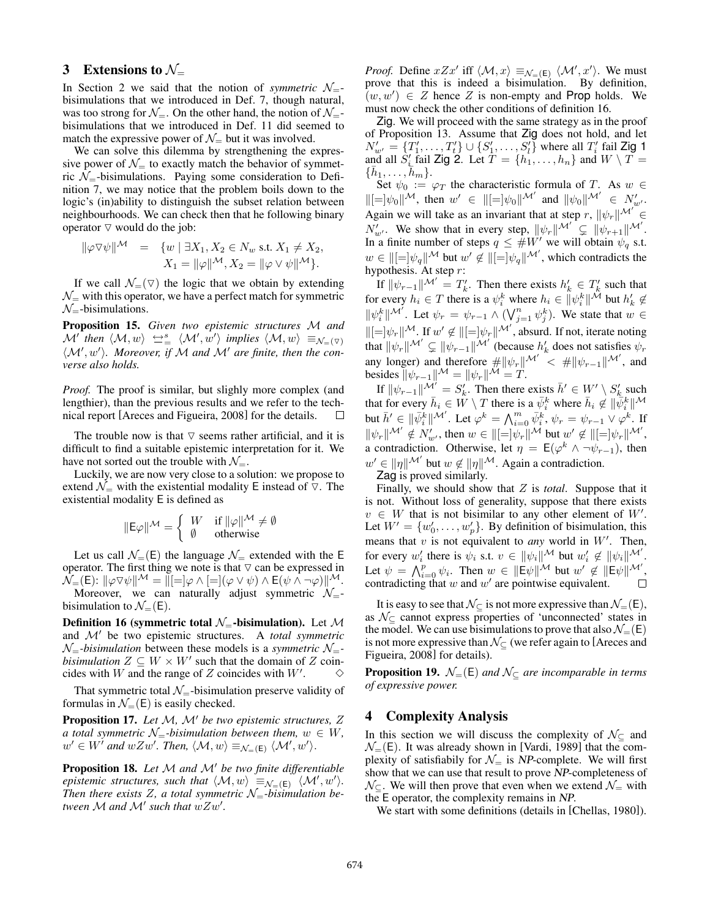## 3 Extensions to $\mathcal{N}_=$

In Section 2 we said that the notion of *symmetric* $\mathcal{N}_=$-bisimulations that we introduced in Def. 7, though natural, was too strong for $\mathcal{N}_=$. On the other hand, the notion of $\mathcal{N}_=$-bisimulations that we introduced in Def. 11 did seemed to match the expressive power of $\mathcal{N}_=$ but it was involved.

We can solve this dilemma by strengthening the expressive power of $\mathcal{N}_=$ to exactly match the behavior of symmetric $\mathcal{N}_=$-bisimulations. Paying some consideration to Definition 7, we may notice that the problem boils down to the logic's (in)ability to distinguish the subset relation between neighbourhoods. We can check then that he following binary operator $\triangledown$ would do the job:

$$\begin{aligned}\|\varphi \triangledown \psi\|^{\mathcal{M}} \;=\; \{w \mid \exists X_1, X_2 \in N_w \text{ s.t. } X_1 \neq X_2, \\ X_1 = \|\varphi\|^{\mathcal{M}}, X_2 = \|\varphi \vee \psi\|^{\mathcal{M}}\}.\end{aligned}$$

If we call $\mathcal{N}_=(\triangledown)$ the logic that we obtain by extending $\mathcal{N}_=$ with this operator, we have a perfect match for symmetric $\mathcal{N}_=$-bisimulations.

**Proposition 15.** *Given two epistemic structures $\mathcal{M}$ and $\mathcal{M}'$ then $\langle \mathcal{M}, w\rangle \;\underline{\leftrightarrow}^s_=\; \langle \mathcal{M}', w'\rangle$ implies $\langle \mathcal{M}, w\rangle \equiv_{\mathcal{N}_=(\triangledown)} \langle \mathcal{M}', w'\rangle$. Moreover, if $\mathcal{M}$ and $\mathcal{M}'$ are finite, then the converse also holds.*

*Proof.* The proof is similar, but slighly more complex (and lengthier), than the previous results and we refer to the technical report [Areces and Figueira, 2008] for the details. □

The trouble now is that $\triangledown$ seems rather artificial, and it is difficult to find a suitable epistemic interpretation for it. We have not sorted out the trouble with $\mathcal{N}_=$.

Luckily, we are now very close to a solution: we propose to extend $\mathcal{N}_=$ with the existential modality $\mathsf{E}$ instead of $\triangledown$. The existential modality $\mathsf{E}$ is defined as

$$\|\mathsf{E}\varphi\|^{\mathcal{M}} = \begin{cases} W & \text{if } \|\varphi\|^{\mathcal{M}} \neq \emptyset \\ \emptyset & \text{otherwise} \end{cases}$$

Let us call $\mathcal{N}_=(\mathsf{E})$ the language $\mathcal{N}_=$ extended with the $\mathsf{E}$ operator. The first thing we note is that $\triangledown$ can be expressed in $\mathcal{N}_=(\mathsf{E})$: $\|\varphi \triangledown \psi\|^{\mathcal{M}} = \|[=]\varphi \wedge [=](\varphi \vee \psi) \wedge \mathsf{E}(\psi \wedge \neg\varphi)\|^{\mathcal{M}}$.

Moreover, we can naturally adjust symmetric $\mathcal{N}_=$-bisimulation to $\mathcal{N}_=(\mathsf{E})$.

**Definition 16 (symmetric total $\mathcal{N}_=$-bisimulation).** Let $\mathcal{M}$ and $\mathcal{M}'$ be two epistemic structures. A *total symmetric $\mathcal{N}_=$-bisimulation* between these models is a *symmetric $\mathcal{N}_=$-bisimulation* $Z \subseteq W \times W'$ such that the domain of $Z$ coincides with $W$ and the range of $Z$ coincides with $W'$. ◇

That symmetric total $\mathcal{N}_=$-bisimulation preserve validity of formulas in $\mathcal{N}_=(\mathsf{E})$ is easily checked.

**Proposition 17.** *Let $\mathcal{M}$, $\mathcal{M}'$ be two epistemic structures, $Z$ a total symmetric $\mathcal{N}_=$-bisimulation between them, $w \in W$, $w' \in W'$ and $wZw'$. Then, $\langle \mathcal{M}, w\rangle \equiv_{\mathcal{N}_=(\mathsf{E})} \langle \mathcal{M}', w'\rangle$.*

**Proposition 18.** *Let $\mathcal{M}$ and $\mathcal{M}'$ be two finite differentiable epistemic structures, such that $\langle \mathcal{M}, w\rangle \equiv_{\mathcal{N}_=(\mathsf{E})} \langle \mathcal{M}', w'\rangle$. Then there exists $Z$, a total symmetric $\mathcal{N}_=$-bisimulation between $\mathcal{M}$ and $\mathcal{M}'$ such that $wZw'$.*

*Proof.* Define $xZx'$ iff $\langle \mathcal{M}, x\rangle \equiv_{\mathcal{N}_=(\mathsf{E})} \langle \mathcal{M}', x'\rangle$. We must prove that this is indeed a bisimulation. By definition, $(w, w') \in Z$ hence $Z$ is non-empty and Prop holds. We must now check the other conditions of definition 16.

Zig. We will proceed with the same strategy as in the proof of Proposition 13. Assume that Zig does not hold, and let $N'_{w'} = \{T'_1, \ldots, T'_t\} \cup \{S'_1, \ldots, S'_l\}$ where all $T'_i$ fail Zig 1 and all $S'_i$ fail Zig 2. Let $T = \{h_1, \ldots, h_n\}$ and $W \setminus T = \{\bar{h}_1, \ldots, \bar{h}_m\}$.

Set $\psi_0 := \varphi_T$ the characteristic formula of $T$. As $w \in \|[=]\psi_0\|^{\mathcal{M}}$, then $w' \in \|[=]\psi_0\|^{\mathcal{M}'}$ and $\|\psi_0\|^{\mathcal{M}'} \in N'_{w'}$. Again we will take as an invariant that at step $r$, $\|\psi_r\|^{\mathcal{M}'} \in N'_{w'}$. We show that in every step, $\|\psi_r\|^{\mathcal{M}'} \subsetneq \|\psi_{r+1}\|^{\mathcal{M}'}$. In a finite number of steps $q \leq \#W'$ we will obtain $\psi_q$ s.t. $w \in \|[=]\psi_q\|^{\mathcal{M}}$ but $w' \notin \|[=]\psi_q\|^{\mathcal{M}'}$, which contradicts the hypothesis. At step $r$:

If $\|\psi_{r-1}\|^{\mathcal{M}'} = T'_k$. Then there exists $h'_k \in T'_k$ such that for every $h_i \in T$ there is a $\psi^k_i$ where $h_i \in \|\psi^k_i\|^{\mathcal{M}}$ but $h'_k \notin \|\psi^k_i\|^{\mathcal{M}'}$. Let $\psi_r = \psi_{r-1} \wedge (\bigvee_{j=1}^{n} \psi^k_j)$. We state that $w \in \|[=]\psi_r\|^{\mathcal{M}}$. If $w' \notin \|[=]\psi_r\|^{\mathcal{M}'}$, absurd. If not, iterate noting that $\|\psi_r\|^{\mathcal{M}'} \subsetneq \|\psi_{r-1}\|^{\mathcal{M}'}$ (because $h'_k$ does not satisfies $\psi_r$ any longer) and therefore $\#\|\psi_r\|^{\mathcal{M}'} < \#\|\psi_{r-1}\|^{\mathcal{M}'}$, and besides $\|\psi_{r-1}\|^{\mathcal{M}} = \|\psi_r\|^{\mathcal{M}} = T$.

If $\|\psi_{r-1}\|^{\mathcal{M}'} = S'_k$. Then there exists $\bar{h}' \in W' \setminus S'_k$ such that for every $\bar{h}_i \in W \setminus T$ there is a $\bar{\psi}^k_i$ where $\bar{h}_i \notin \|\bar{\psi}^k_i\|^{\mathcal{M}}$ but $\bar{h}' \in \|\bar{\psi}^k_i\|^{\mathcal{M}'}$. Let $\varphi^k = \bigwedge_{i=0}^{m} \bar{\psi}^k_i$, $\psi_r = \psi_{r-1} \vee \varphi^k$. If $\|\psi_r\|^{\mathcal{M}'} \notin N'_{w'}$, then $w \in \|[=]\psi_r\|^{\mathcal{M}}$ but $w' \notin \|[=]\psi_r\|^{\mathcal{M}'}$, a contradiction. Otherwise, let $\eta = \mathsf{E}(\varphi^k \wedge \neg\psi_{r-1})$, then $w' \in \|\eta\|^{\mathcal{M}'}$ but $w \notin \|\eta\|^{\mathcal{M}}$. Again a contradiction.

Zag is proved similarly.

Finally, we should show that $Z$ is *total*. Suppose that it is not. Without loss of generality, suppose that there exists $v \in W$ that is not bisimilar to any other element of $W'$. Let $W' = \{w'_0, \ldots, w'_p\}$. By definition of bisimulation, this means that $v$ is not equivalent to *any* world in $W'$. Then, for every $w'_i$ there is $\psi_i$ s.t. $v \in \|\psi_i\|^{\mathcal{M}}$ but $w'_i \notin \|\psi_i\|^{\mathcal{M}'}$. Let $\psi = \bigwedge_{i=0}^{p} \psi_i$. Then $w \in \|\mathsf{E}\psi\|^{\mathcal{M}}$ but $w' \notin \|\mathsf{E}\psi\|^{\mathcal{M}'}$, contradicting that $w$ and $w'$ are pointwise equivalent. □

It is easy to see that $\mathcal{N}_\subseteq$ is not more expressive than $\mathcal{N}_=(\mathsf{E})$, as $\mathcal{N}_\subseteq$ cannot express properties of 'unconnected' states in the model. We can use bisimulations to prove that also $\mathcal{N}_=(\mathsf{E})$ is not more expressive than $\mathcal{N}_\subseteq$ (we refer again to [Areces and Figueira, 2008] for details).

**Proposition 19.** *$\mathcal{N}_=(\mathsf{E})$ and $\mathcal{N}_\subseteq$ are incomparable in terms of expressive power.*

## 4 Complexity Analysis

In this section we will discuss the complexity of $\mathcal{N}_\subseteq$ and $\mathcal{N}_=(\mathsf{E})$. It was already shown in [Vardi, 1989] that the complexity of satisfiably for $\mathcal{N}_=$ is *NP*-complete. We will first show that we can use that result to prove *NP*-completeness of $\mathcal{N}_\subseteq$. We will then prove that even when we extend $\mathcal{N}_=$ with the $\mathsf{E}$ operator, the complexity remains in *NP*.

We start with some definitions (details in [Chellas, 1980]).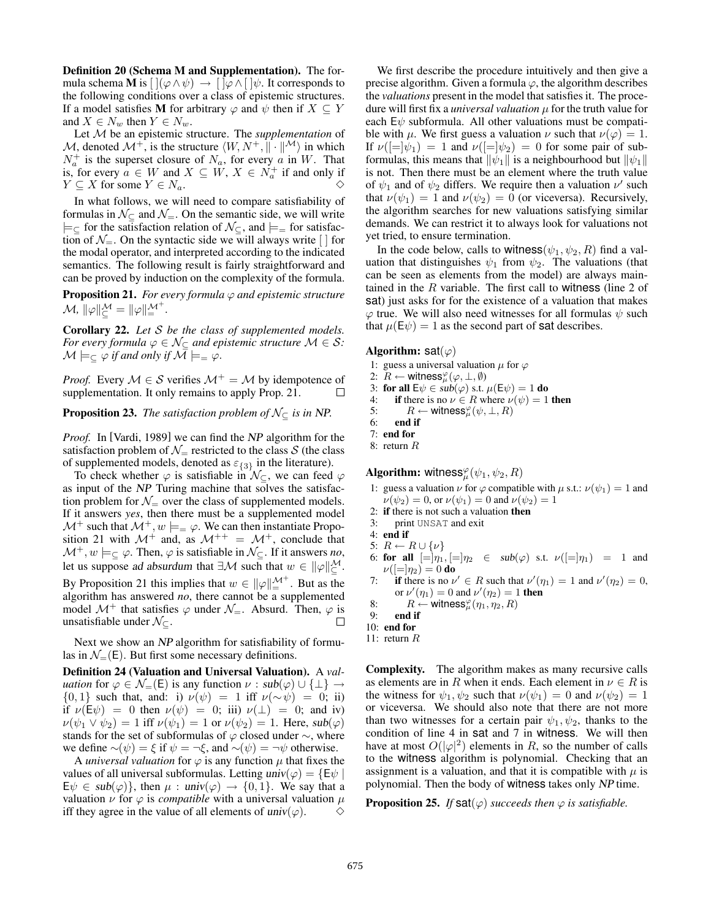**Definition 20 (Schema M and Supplementation).** The formula schema **M** is $[\,](\varphi \wedge \psi) \rightarrow [\,]\varphi \wedge [\,]\psi$. It corresponds to the following conditions over a class of epistemic structures. If a model satisfies **M** for arbitrary $\varphi$ and $\psi$ then if $X \subseteq Y$ and $X \in N_w$ then $Y \in N_w$.

Let $\mathcal{M}$ be an epistemic structure. The *supplementation* of $\mathcal{M}$, denoted $\mathcal{M}^+$, is the structure $\langle W, N^+, \|\cdot\|^{\mathcal{M}} \rangle$ in which $N_a^+$ is the superset closure of $N_a$, for every $a$ in $W$. That is, for every $a \in W$ and $X \subseteq W$, $X \in N_a^+$ if and only if $Y \subseteq X$ for some $Y \in N_a$. $\diamond$

In what follows, we will need to compare satisfiability of formulas in $\mathcal{N}_\subseteq$ and $\mathcal{N}_=$. On the semantic side, we will write $\models_\subseteq$ for the satisfaction relation of $\mathcal{N}_\subseteq$, and $\models_=$ for satisfaction of $\mathcal{N}_=$. On the syntactic side we will always write $[\,]$ for the modal operator, and interpreted according to the indicated semantics. The following result is fairly straightforward and can be proved by induction on the complexity of the formula.

**Proposition 21.** *For every formula $\varphi$ and epistemic structure $\mathcal{M}$, $\|\varphi\|_\subseteq^{\mathcal{M}} = \|\varphi\|_=^{\mathcal{M}^+}$.*

**Corollary 22.** *Let $\mathcal{S}$ be the class of supplemented models. For every formula $\varphi \in \mathcal{N}_\subseteq$ and epistemic structure $\mathcal{M} \in \mathcal{S}$: $\mathcal{M} \models_\subseteq \varphi$ if and only if $\mathcal{M} \models_= \varphi$.*

*Proof.* Every $\mathcal{M} \in \mathcal{S}$ verifies $\mathcal{M}^+ = \mathcal{M}$ by idempotence of supplementation. It only remains to apply Prop. 21. $\square$

**Proposition 23.** *The satisfaction problem of $\mathcal{N}_\subseteq$ is in NP.*

*Proof.* In [Vardi, 1989] we can find the *NP* algorithm for the satisfaction problem of $\mathcal{N}_=$ restricted to the class $\mathcal{S}$ (the class of supplemented models, denoted as $\varepsilon_{\{3\}}$ in the literature).

To check whether $\varphi$ is satisfiable in $\mathcal{N}_\subseteq$, we can feed $\varphi$ as input of the *NP* Turing machine that solves the satisfaction problem for $\mathcal{N}_=$ over the class of supplemented models. If it answers *yes*, then there must be a supplemented model $\mathcal{M}^+$ such that $\mathcal{M}^+, w \models_= \varphi$. We can then instantiate Proposition 21 with $\mathcal{M}^+$ and, as $\mathcal{M}^{++} = \mathcal{M}^+$, conclude that $\mathcal{M}^+, w \models_\subseteq \varphi$. Then, $\varphi$ is satisfiable in $\mathcal{N}_\subseteq$. If it answers *no*, let us suppose *ad absurdum* that $\exists \mathcal{M}$ such that $w \in \|\varphi\|_\subseteq^{\mathcal{M}}$. By Proposition 21 this implies that $w \in \|\varphi\|_=^{\mathcal{M}^+}$. But as the algorithm has answered *no*, there cannot be a supplemented model $\mathcal{M}^+$ that satisfies $\varphi$ under $\mathcal{N}_=$. Absurd. Then, $\varphi$ is unsatisfiable under $\mathcal{N}_\subseteq$. $\square$

Next we show an *NP* algorithm for satisfiability of formulas in $\mathcal{N}_=(\mathsf{E})$. But first some necessary definitions.

**Definition 24 (Valuation and Universal Valuation).** A *valuation* for $\varphi \in \mathcal{N}_=(\mathsf{E})$ is any function $\nu : sub(\varphi) \cup \{\bot\} \rightarrow \{0, 1\}$ such that, and: i) $\nu(\psi) = 1$ iff $\nu(\sim\psi) = 0$; ii) if $\nu(\mathsf{E}\psi) = 0$ then $\nu(\psi) = 0$; iii) $\nu(\bot) = 0$; and iv) $\nu(\psi_1 \vee \psi_2) = 1$ iff $\nu(\psi_1) = 1$ or $\nu(\psi_2) = 1$. Here, $sub(\varphi)$ stands for the set of subformulas of $\varphi$ closed under $\sim$, where we define $\sim(\psi) = \xi$ if $\psi = \neg\xi$, and $\sim(\psi) = \neg\psi$ otherwise.

A *universal valuation* for $\varphi$ is any function $\mu$ that fixes the values of all universal subformulas. Letting $univ(\varphi) = \{\mathsf{E}\psi \mid \mathsf{E}\psi \in sub(\varphi)\}$, then $\mu : univ(\varphi) \rightarrow \{0, 1\}$. We say that a valuation $\nu$ for $\varphi$ is *compatible* with a universal valuation $\mu$ iff they agree in the value of all elements of $univ(\varphi)$. $\diamond$

We first describe the procedure intuitively and then give a precise algorithm. Given a formula $\varphi$, the algorithm describes the *valuations* present in the model that satisfies it. The procedure will first fix a *universal valuation* $\mu$ for the truth value for each $\mathsf{E}\psi$ subformula. All other valuations must be compatible with $\mu$. We first guess a valuation $\nu$ such that $\nu(\varphi) = 1$. If $\nu([=]\psi_1) = 1$ and $\nu([=]\psi_2) = 0$ for some pair of subformulas, this means that $\|\psi_1\|$ is a neighbourhood but $\|\psi_1\|$ is not. Then there must be an element where the truth value of $\psi_1$ and of $\psi_2$ differs. We require then a valuation $\nu'$ such that $\nu(\psi_1) = 1$ and $\nu(\psi_2) = 0$ (or viceversa). Recursively, the algorithm searches for new valuations satisfying similar demands. We can restrict it to always look for valuations not yet tried, to ensure termination.

In the code below, calls to $\mathsf{witness}(\psi_1, \psi_2, R)$ find a valuation that distinguishes $\psi_1$ from $\psi_2$. The valuations (that can be seen as elements from the model) are always maintained in the $R$ variable. The first call to $\mathsf{witness}$ (line 2 of $\mathsf{sat}$) just asks for for the existence of a valuation that makes $\varphi$ true. We will also need witnesses for all formulas $\psi$ such that $\mu(\mathsf{E}\psi) = 1$ as the second part of $\mathsf{sat}$ describes.

**Algorithm:** $\mathsf{sat}(\varphi)$

```
1: guess a universal valuation μ for φ
2: R ← witness^φ_μ(φ, ⊥, ∅)
3: for all Eψ ∈ sub(φ) s.t. μ(Eψ) = 1 do
4:     if there is no ν ∈ R where ν(ψ) = 1 then
5:         R ← witness^φ_μ(ψ, ⊥, R)
6:     end if
7: end for
8: return R
```

**Algorithm:** $\mathsf{witness}^\varphi_\mu(\psi_1, \psi_2, R)$

```
1: guess a valuation ν for φ compatible with μ s.t.: ν(ψ1) = 1 and
   ν(ψ2) = 0, or ν(ψ1) = 0 and ν(ψ2) = 1
2: if there is not such a valuation then
3:     print UNSAT and exit
4: end if
5: R ← R ∪ {ν}
6: for all [=]η1, [=]η2 ∈ sub(φ) s.t. ν([=]η1) = 1 and
   ν([=]η2) = 0 do
7:     if there is no ν' ∈ R such that ν'(η1) = 1 and ν'(η2) = 0,
       or ν'(η1) = 0 and ν'(η2) = 1 then
8:         R ← witness^φ_μ(η1, η2, R)
9:     end if
10: end for
11: return R
```

**Complexity.** The algorithm makes as many recursive calls as elements are in $R$ when it ends. Each element in $\nu \in R$ is the witness for $\psi_1, \psi_2$ such that $\nu(\psi_1) = 0$ and $\nu(\psi_2) = 1$ or viceversa. We should also note that there are not more than two witnesses for a certain pair $\psi_1, \psi_2$, thanks to the condition of line 4 in $\mathsf{sat}$ and 7 in $\mathsf{witness}$. We will then have at most $O(|\varphi|^2)$ elements in $R$, so the number of calls to the $\mathsf{witness}$ algorithm is polynomial. Checking that an assignment is a valuation, and that it is compatible with $\mu$ is polynomial. Then the body of $\mathsf{witness}$ takes only *NP* time.

**Proposition 25.** *If $\mathsf{sat}(\varphi)$ succeeds then $\varphi$ is satisfiable.*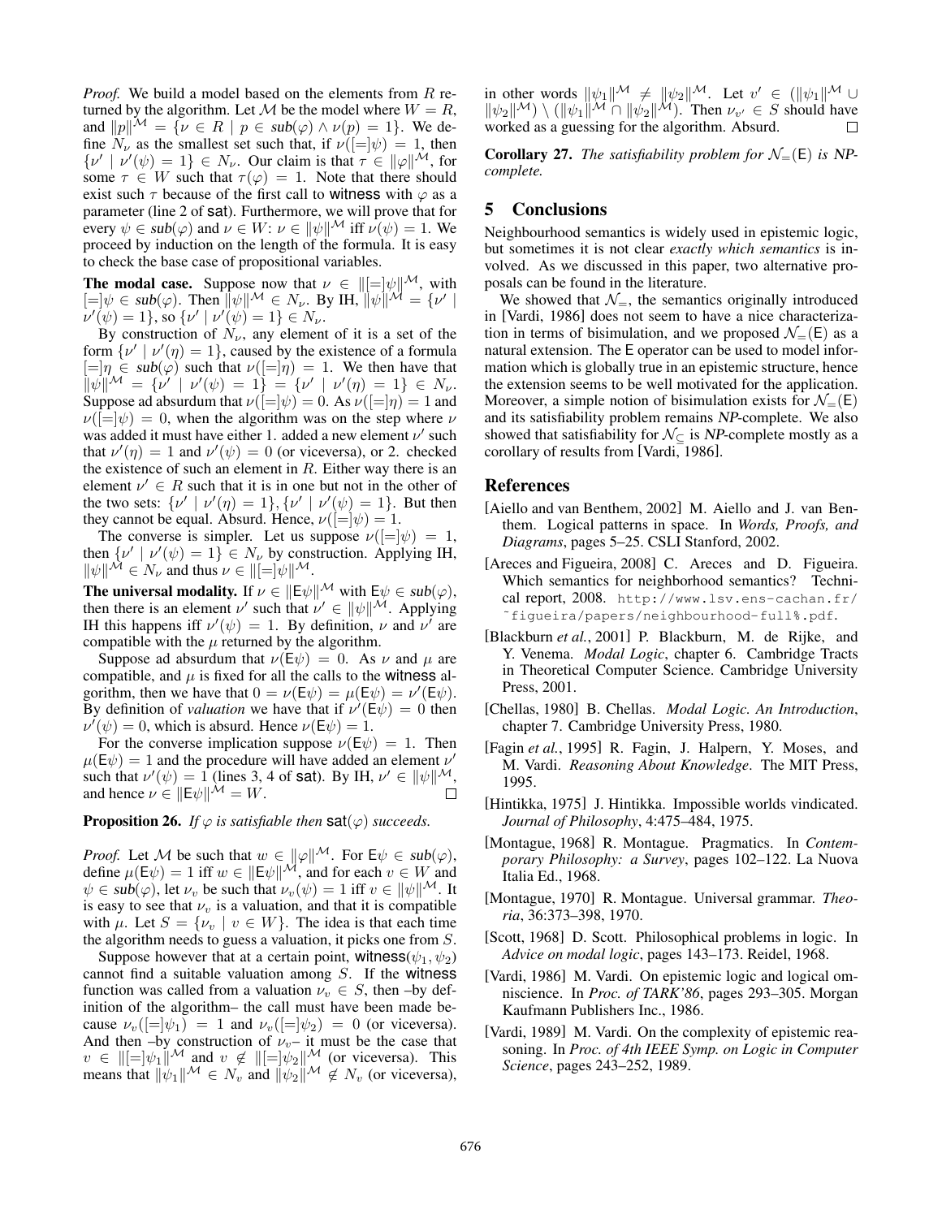*Proof.* We build a model based on the elements from $R$ returned by the algorithm. Let $\mathcal{M}$ be the model where $W = R$, and $\|p\|^{\mathcal{M}} = \{\nu \in R \mid p \in sub(\varphi) \wedge \nu(p) = 1\}$. We define $N_\nu$ as the smallest set such that, if $\nu([=]\psi) = 1$, then $\{\nu' \mid \nu'(\psi) = 1\} \in N_\nu$. Our claim is that $\tau \in \|\varphi\|^{\mathcal{M}}$, for some $\tau \in W$ such that $\tau(\varphi) = 1$. Note that there should exist such $\tau$ because of the first call to witness with $\varphi$ as a parameter (line 2 of sat). Furthermore, we will prove that for every $\psi \in sub(\varphi)$ and $\nu \in W$: $\nu \in \|\psi\|^{\mathcal{M}}$ iff $\nu(\psi) = 1$. We proceed by induction on the length of the formula. It is easy to check the base case of propositional variables.

**The modal case.** Suppose now that $\nu \in \|[=]\psi\|^{\mathcal{M}}$, with $[=]\psi \in sub(\varphi)$. Then $\|\psi\|^{\mathcal{M}} \in N_\nu$. By IH, $\|\psi\|^{\mathcal{M}} = \{\nu' \mid \nu'(\psi) = 1\}$, so $\{\nu' \mid \nu'(\psi) = 1\} \in N_\nu$.

By construction of $N_\nu$, any element of it is a set of the form $\{\nu' \mid \nu'(\eta) = 1\}$, caused by the existence of a formula $[=]\eta \in sub(\varphi)$ such that $\nu([=]\eta) = 1$. We then have that $\|\psi\|^{\mathcal{M}} = \{\nu' \mid \nu'(\psi) = 1\} = \{\nu' \mid \nu'(\eta) = 1\} \in N_\nu$. Suppose ad absurdum that $\nu([=]\psi) = 0$. As $\nu([=]\eta) = 1$ and $\nu([=]\psi) = 0$, when the algorithm was on the step where $\nu$ was added it must have either 1. added a new element $\nu'$ such that $\nu'(\eta) = 1$ and $\nu'(\psi) = 0$ (or viceversa), or 2. checked the existence of such an element in $R$. Either way there is an element $\nu' \in R$ such that it is in one but not in the other of the two sets: $\{\nu' \mid \nu'(\eta) = 1\}, \{\nu' \mid \nu'(\psi) = 1\}$. But then they cannot be equal. Absurd. Hence, $\nu([=]\psi) = 1$.

The converse is simpler. Let us suppose $\nu([=]\psi) = 1$, then $\{\nu' \mid \nu'(\psi) = 1\} \in N_\nu$ by construction. Applying IH, $\|\psi\|^{\mathcal{M}} \in N_\nu$ and thus $\nu \in \|[=]\psi\|^{\mathcal{M}}$.

**The universal modality.** If $\nu \in \|\mathsf{E}\psi\|^{\mathcal{M}}$ with $\mathsf{E}\psi \in sub(\varphi)$, then there is an element $\nu'$ such that $\nu' \in \|\psi\|^{\mathcal{M}}$. Applying IH this happens iff $\nu'(\psi) = 1$. By definition, $\nu$ and $\nu'$ are compatible with the $\mu$ returned by the algorithm.

Suppose ad absurdum that $\nu(\mathsf{E}\psi) = 0$. As $\nu$ and $\mu$ are compatible, and $\mu$ is fixed for all the calls to the witness algorithm, then we have that $0 = \nu(\mathsf{E}\psi) = \mu(\mathsf{E}\psi) = \nu'(\mathsf{E}\psi)$. By definition of *valuation* we have that if $\nu'(\mathsf{E}\psi) = 0$ then $\nu'(\psi) = 0$, which is absurd. Hence $\nu(\mathsf{E}\psi) = 1$.

For the converse implication suppose $\nu(\mathsf{E}\psi) = 1$. Then $\mu(\mathsf{E}\psi) = 1$ and the procedure will have added an element $\nu'$ such that $\nu'(\psi) = 1$ (lines 3, 4 of sat). By IH, $\nu' \in \|\psi\|^{\mathcal{M}}$, and hence $\nu \in \|\mathsf{E}\psi\|^{\mathcal{M}} = W$. $\square$

**Proposition 26.** *If $\varphi$ is satisfiable then* sat$(\varphi)$ *succeeds.*

*Proof.* Let $\mathcal{M}$ be such that $w \in \|\varphi\|^{\mathcal{M}}$. For $\mathsf{E}\psi \in sub(\varphi)$, define $\mu(\mathsf{E}\psi) = 1$ iff $w \in \|\mathsf{E}\psi\|^{\mathcal{M}}$, and for each $v \in W$ and $\psi \in sub(\varphi)$, let $\nu_v$ be such that $\nu_v(\psi) = 1$ iff $v \in \|\psi\|^{\mathcal{M}}$. It is easy to see that $\nu_v$ is a valuation, and that it is compatible with $\mu$. Let $S = \{\nu_v \mid v \in W\}$. The idea is that each time the algorithm needs to guess a valuation, it picks one from $S$.

Suppose however that at a certain point, witness$(\psi_1, \psi_2)$ cannot find a suitable valuation among $S$. If the witness function was called from a valuation $\nu_v \in S$, then –by definition of the algorithm– the call must have been made because $\nu_v([=]\psi_1) = 1$ and $\nu_v([=]\psi_2) = 0$ (or viceversa). And then –by construction of $\nu_v$– it must be the case that $v \in \|[=]\psi_1\|^{\mathcal{M}}$ and $v \notin \|[=]\psi_2\|^{\mathcal{M}}$ (or viceversa). This means that $\|\psi_1\|^{\mathcal{M}} \in N_v$ and $\|\psi_2\|^{\mathcal{M}} \notin N_v$ (or viceversa), in other words $\|\psi_1\|^{\mathcal{M}} \neq \|\psi_2\|^{\mathcal{M}}$. Let $v' \in (\|\psi_1\|^{\mathcal{M}} \cup \|\psi_2\|^{\mathcal{M}}) \setminus (\|\psi_1\|^{\mathcal{M}} \cap \|\psi_2\|^{\mathcal{M}})$. Then $\nu_{v'} \in S$ should have worked as a guessing for the algorithm. Absurd. $\square$

**Corollary 27.** *The satisfiability problem for $\mathcal{N}_=(\mathsf{E})$ is NP-complete.*

## 5 Conclusions

Neighbourhood semantics is widely used in epistemic logic, but sometimes it is not clear *exactly which semantics* is involved. As we discussed in this paper, two alternative proposals can be found in the literature.

We showed that $\mathcal{N}_=$, the semantics originally introduced in [Vardi, 1986] does not seem to have a nice characterization in terms of bisimulation, and we proposed $\mathcal{N}_=(\mathsf{E})$ as a natural extension. The E operator can be used to model information which is globally true in an epistemic structure, hence the extension seems to be well motivated for the application. Moreover, a simple notion of bisimulation exists for $\mathcal{N}_=(\mathsf{E})$ and its satisfiability problem remains *NP*-complete. We also showed that satisfiability for $\mathcal{N}_\subseteq$ is *NP*-complete mostly as a corollary of results from [Vardi, 1986].

## References

[Aiello and van Benthem, 2002] M. Aiello and J. van Benthem. Logical patterns in space. In *Words, Proofs, and Diagrams*, pages 5–25. CSLI Stanford, 2002.

[Areces and Figueira, 2008] C. Areces and D. Figueira. Which semantics for neighborhood semantics? Technical report, 2008. http://www.lsv.ens-cachan.fr/~figueira/papers/neighbourhood-full%.pdf.

[Blackburn *et al.*, 2001] P. Blackburn, M. de Rijke, and Y. Venema. *Modal Logic*, chapter 6. Cambridge Tracts in Theoretical Computer Science. Cambridge University Press, 2001.

[Chellas, 1980] B. Chellas. *Modal Logic. An Introduction*, chapter 7. Cambridge University Press, 1980.

[Fagin *et al.*, 1995] R. Fagin, J. Halpern, Y. Moses, and M. Vardi. *Reasoning About Knowledge*. The MIT Press, 1995.

[Hintikka, 1975] J. Hintikka. Impossible worlds vindicated. *Journal of Philosophy*, 4:475–484, 1975.

[Montague, 1968] R. Montague. Pragmatics. In *Contemporary Philosophy: a Survey*, pages 102–122. La Nuova Italia Ed., 1968.

[Montague, 1970] R. Montague. Universal grammar. *Theoria*, 36:373–398, 1970.

[Scott, 1968] D. Scott. Philosophical problems in logic. In *Advice on modal logic*, pages 143–173. Reidel, 1968.

[Vardi, 1986] M. Vardi. On epistemic logic and logical omniscience. In *Proc. of TARK'86*, pages 293–305. Morgan Kaufmann Publishers Inc., 1986.

[Vardi, 1989] M. Vardi. On the complexity of epistemic reasoning. In *Proc. of 4th IEEE Symp. on Logic in Computer Science*, pages 243–252, 1989.